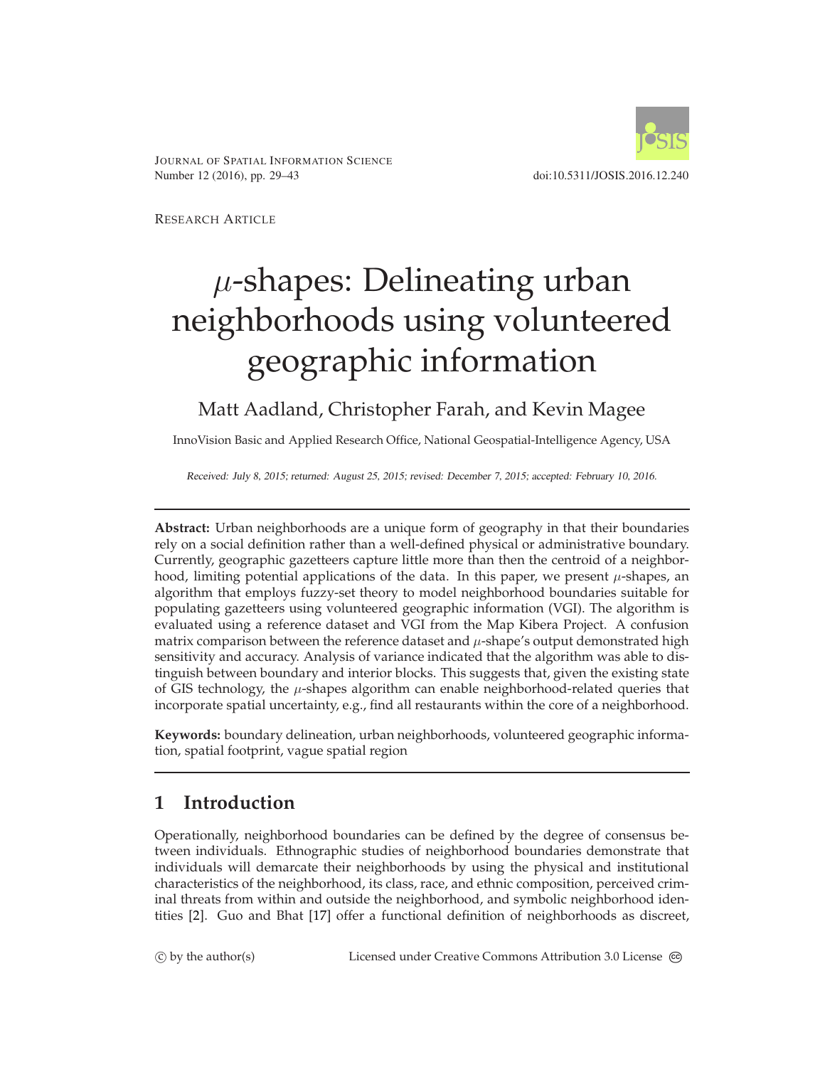Research Article

# $\mu$-shapes: Delineating urban neighborhoods using volunteered geographic information

Matt Aadland, Christopher Farah, and Kevin Magee

InnoVision Basic and Applied Research Office, National Geospatial-Intelligence Agency, USA

*Received: July 8, 2015; returned: August 25, 2015; revised: December 7, 2015; accepted: February 10, 2016.*

**Abstract:** Urban neighborhoods are a unique form of geography in that their boundaries rely on a social definition rather than a well-defined physical or administrative boundary. Currently, geographic gazetteers capture little more than then the centroid of a neighborhood, limiting potential applications of the data. In this paper, we present $\mu$-shapes, an algorithm that employs fuzzy-set theory to model neighborhood boundaries suitable for populating gazetteers using volunteered geographic information (VGI). The algorithm is evaluated using a reference dataset and VGI from the Map Kibera Project. A confusion matrix comparison between the reference dataset and $\mu$-shape's output demonstrated high sensitivity and accuracy. Analysis of variance indicated that the algorithm was able to distinguish between boundary and interior blocks. This suggests that, given the existing state of GIS technology, the $\mu$-shapes algorithm can enable neighborhood-related queries that incorporate spatial uncertainty, e.g., find all restaurants within the core of a neighborhood.

**Keywords:** boundary delineation, urban neighborhoods, volunteered geographic information, spatial footprint, vague spatial region

## 1 Introduction

Operationally, neighborhood boundaries can be defined by the degree of consensus between individuals. Ethnographic studies of neighborhood boundaries demonstrate that individuals will demarcate their neighborhoods by using the physical and institutional characteristics of the neighborhood, its class, race, and ethnic composition, perceived criminal threats from within and outside the neighborhood, and symbolic neighborhood identities [2]. Guo and Bhat [17] offer a functional definition of neighborhoods as discreet,

© by the author(s) Licensed under Creative Commons Attribution 3.0 License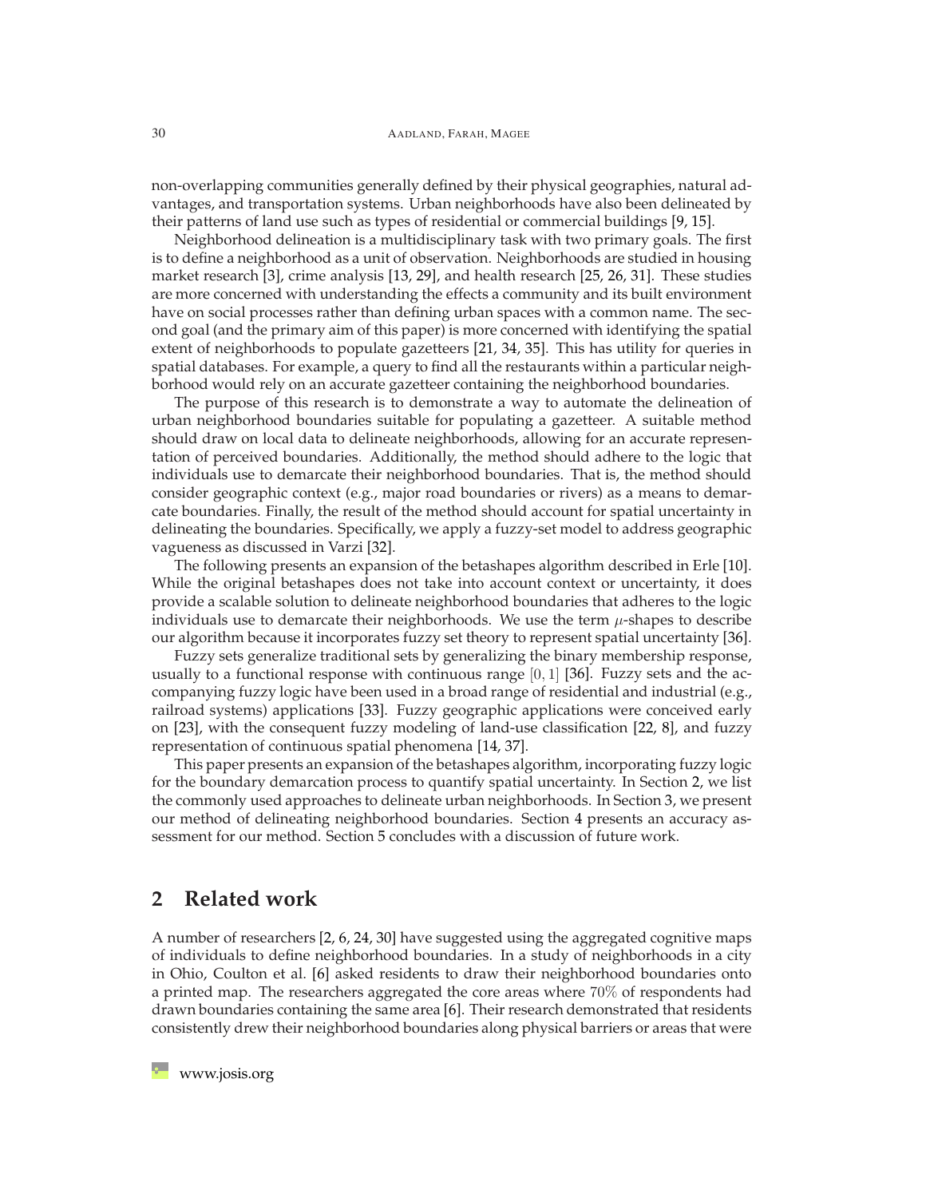non-overlapping communities generally defined by their physical geographies, natural advantages, and transportation systems. Urban neighborhoods have also been delineated by their patterns of land use such as types of residential or commercial buildings [9, 15].

Neighborhood delineation is a multidisciplinary task with two primary goals. The first is to define a neighborhood as a unit of observation. Neighborhoods are studied in housing market research [3], crime analysis [13, 29], and health research [25, 26, 31]. These studies are more concerned with understanding the effects a community and its built environment have on social processes rather than defining urban spaces with a common name. The second goal (and the primary aim of this paper) is more concerned with identifying the spatial extent of neighborhoods to populate gazetteers [21, 34, 35]. This has utility for queries in spatial databases. For example, a query to find all the restaurants within a particular neighborhood would rely on an accurate gazetteer containing the neighborhood boundaries.

The purpose of this research is to demonstrate a way to automate the delineation of urban neighborhood boundaries suitable for populating a gazetteer. A suitable method should draw on local data to delineate neighborhoods, allowing for an accurate representation of perceived boundaries. Additionally, the method should adhere to the logic that individuals use to demarcate their neighborhood boundaries. That is, the method should consider geographic context (e.g., major road boundaries or rivers) as a means to demarcate boundaries. Finally, the result of the method should account for spatial uncertainty in delineating the boundaries. Specifically, we apply a fuzzy-set model to address geographic vagueness as discussed in Varzi [32].

The following presents an expansion of the betashapes algorithm described in Erle [10]. While the original betashapes does not take into account context or uncertainty, it does provide a scalable solution to delineate neighborhood boundaries that adheres to the logic individuals use to demarcate their neighborhoods. We use the term $\mu$-shapes to describe our algorithm because it incorporates fuzzy set theory to represent spatial uncertainty [36].

Fuzzy sets generalize traditional sets by generalizing the binary membership response, usually to a functional response with continuous range $[0, 1]$ [36]. Fuzzy sets and the accompanying fuzzy logic have been used in a broad range of residential and industrial (e.g., railroad systems) applications [33]. Fuzzy geographic applications were conceived early on [23], with the consequent fuzzy modeling of land-use classification [22, 8], and fuzzy representation of continuous spatial phenomena [14, 37].

This paper presents an expansion of the betashapes algorithm, incorporating fuzzy logic for the boundary demarcation process to quantify spatial uncertainty. In Section 2, we list the commonly used approaches to delineate urban neighborhoods. In Section 3, we present our method of delineating neighborhood boundaries. Section 4 presents an accuracy assessment for our method. Section 5 concludes with a discussion of future work.

## 2 Related work

A number of researchers [2, 6, 24, 30] have suggested using the aggregated cognitive maps of individuals to define neighborhood boundaries. In a study of neighborhoods in a city in Ohio, Coulton et al. [6] asked residents to draw their neighborhood boundaries onto a printed map. The researchers aggregated the core areas where $70\%$ of respondents had drawn boundaries containing the same area [6]. Their research demonstrated that residents consistently drew their neighborhood boundaries along physical barriers or areas that were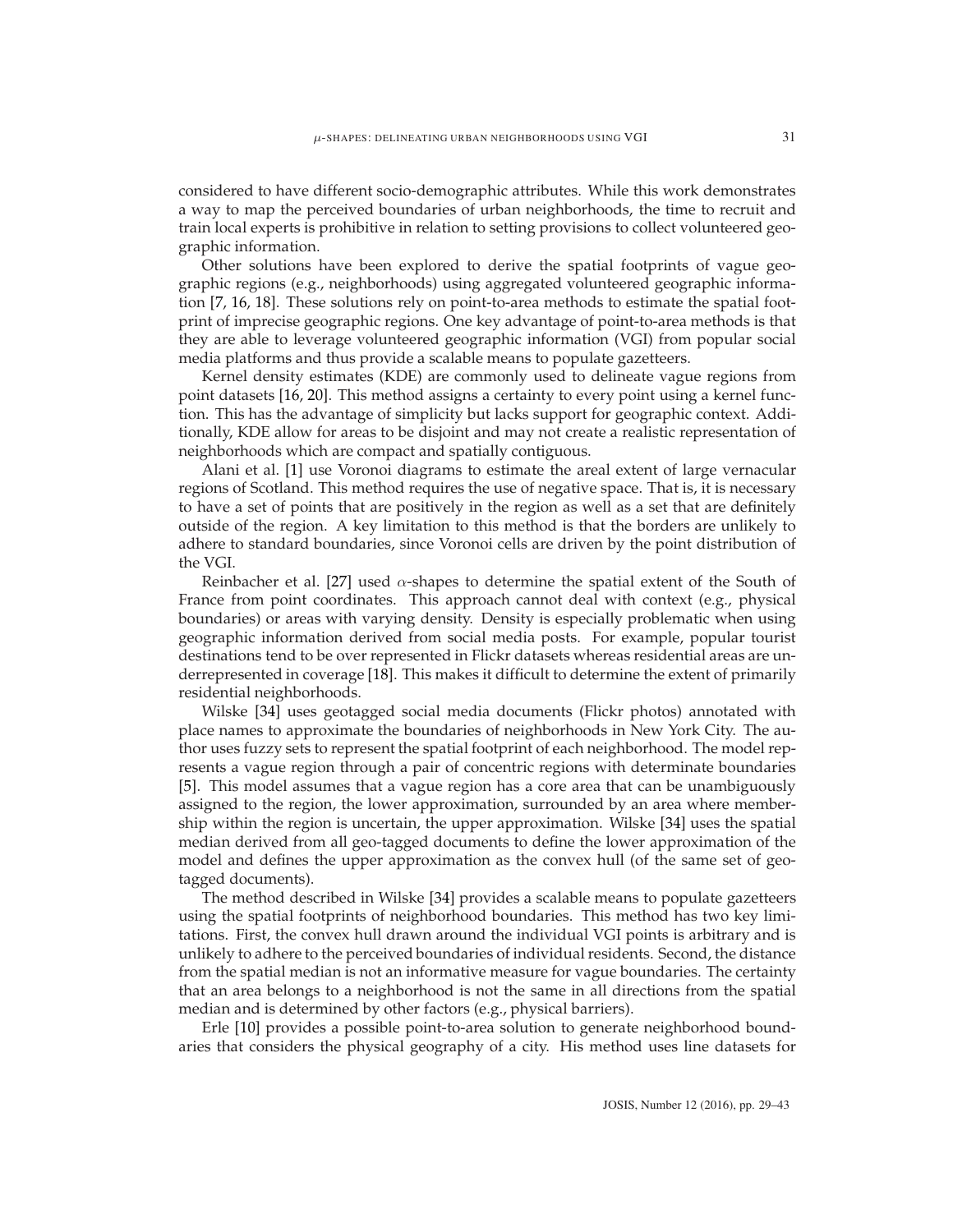considered to have different socio-demographic attributes. While this work demonstrates a way to map the perceived boundaries of urban neighborhoods, the time to recruit and train local experts is prohibitive in relation to setting provisions to collect volunteered geographic information.

Other solutions have been explored to derive the spatial footprints of vague geographic regions (e.g., neighborhoods) using aggregated volunteered geographic information [7, 16, 18]. These solutions rely on point-to-area methods to estimate the spatial footprint of imprecise geographic regions. One key advantage of point-to-area methods is that they are able to leverage volunteered geographic information (VGI) from popular social media platforms and thus provide a scalable means to populate gazetteers.

Kernel density estimates (KDE) are commonly used to delineate vague regions from point datasets [16, 20]. This method assigns a certainty to every point using a kernel function. This has the advantage of simplicity but lacks support for geographic context. Additionally, KDE allow for areas to be disjoint and may not create a realistic representation of neighborhoods which are compact and spatially contiguous.

Alani et al. [1] use Voronoi diagrams to estimate the areal extent of large vernacular regions of Scotland. This method requires the use of negative space. That is, it is necessary to have a set of points that are positively in the region as well as a set that are definitely outside of the region. A key limitation to this method is that the borders are unlikely to adhere to standard boundaries, since Voronoi cells are driven by the point distribution of the VGI.

Reinbacher et al. [27] used $\alpha$-shapes to determine the spatial extent of the South of France from point coordinates. This approach cannot deal with context (e.g., physical boundaries) or areas with varying density. Density is especially problematic when using geographic information derived from social media posts. For example, popular tourist destinations tend to be over represented in Flickr datasets whereas residential areas are underrepresented in coverage [18]. This makes it difficult to determine the extent of primarily residential neighborhoods.

Wilske [34] uses geotagged social media documents (Flickr photos) annotated with place names to approximate the boundaries of neighborhoods in New York City. The author uses fuzzy sets to represent the spatial footprint of each neighborhood. The model represents a vague region through a pair of concentric regions with determinate boundaries [5]. This model assumes that a vague region has a core area that can be unambiguously assigned to the region, the lower approximation, surrounded by an area where membership within the region is uncertain, the upper approximation. Wilske [34] uses the spatial median derived from all geo-tagged documents to define the lower approximation of the model and defines the upper approximation as the convex hull (of the same set of geotagged documents).

The method described in Wilske [34] provides a scalable means to populate gazetteers using the spatial footprints of neighborhood boundaries. This method has two key limitations. First, the convex hull drawn around the individual VGI points is arbitrary and is unlikely to adhere to the perceived boundaries of individual residents. Second, the distance from the spatial median is not an informative measure for vague boundaries. The certainty that an area belongs to a neighborhood is not the same in all directions from the spatial median and is determined by other factors (e.g., physical barriers).

Erle [10] provides a possible point-to-area solution to generate neighborhood boundaries that considers the physical geography of a city. His method uses line datasets for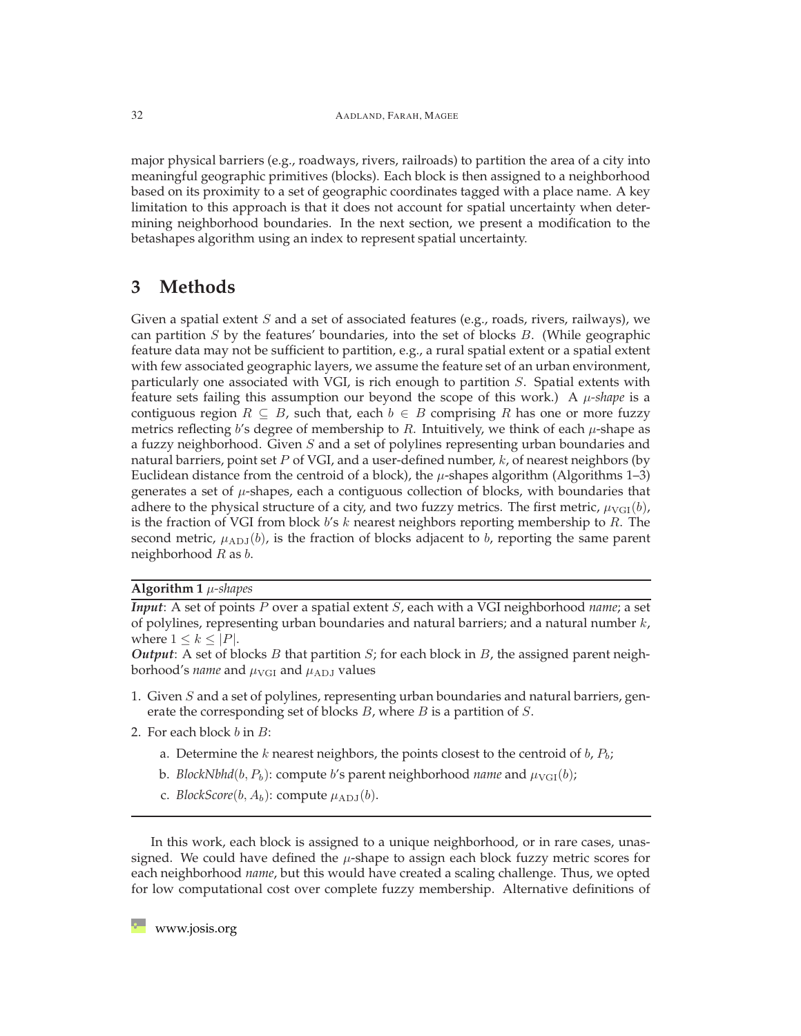major physical barriers (e.g., roadways, rivers, railroads) to partition the area of a city into meaningful geographic primitives (blocks). Each block is then assigned to a neighborhood based on its proximity to a set of geographic coordinates tagged with a place name. A key limitation to this approach is that it does not account for spatial uncertainty when determining neighborhood boundaries. In the next section, we present a modification to the betashapes algorithm using an index to represent spatial uncertainty.

## 3 Methods

Given a spatial extent $S$ and a set of associated features (e.g., roads, rivers, railways), we can partition $S$ by the features' boundaries, into the set of blocks $B$. (While geographic feature data may not be sufficient to partition, e.g., a rural spatial extent or a spatial extent with few associated geographic layers, we assume the feature set of an urban environment, particularly one associated with VGI, is rich enough to partition $S$. Spatial extents with feature sets failing this assumption our beyond the scope of this work.) A *$\mu$-shape* is a contiguous region $R \subseteq B$, such that, each $b \in B$ comprising $R$ has one or more fuzzy metrics reflecting $b$'s degree of membership to $R$. Intuitively, we think of each $\mu$-shape as a fuzzy neighborhood. Given $S$ and a set of polylines representing urban boundaries and natural barriers, point set $P$ of VGI, and a user-defined number, $k$, of nearest neighbors (by Euclidean distance from the centroid of a block), the $\mu$-shapes algorithm (Algorithms 1–3) generates a set of $\mu$-shapes, each a contiguous collection of blocks, with boundaries that adhere to the physical structure of a city, and two fuzzy metrics. The first metric, $\mu_{\text{VGI}}(b)$, is the fraction of VGI from block $b$'s $k$ nearest neighbors reporting membership to $R$. The second metric, $\mu_{\text{ADJ}}(b)$, is the fraction of blocks adjacent to $b$, reporting the same parent neighborhood $R$ as $b$.

---

**Algorithm 1** *$\mu$-shapes*

***Input***: A set of points $P$ over a spatial extent $S$, each with a VGI neighborhood *name*; a set of polylines, representing urban boundaries and natural barriers; and a natural number $k$, where $1 \leq k \leq |P|$.

***Output***: A set of blocks $B$ that partition $S$; for each block in $B$, the assigned parent neighborhood's *name* and $\mu_{\text{VGI}}$ and $\mu_{\text{ADJ}}$ values

1. Given $S$ and a set of polylines, representing urban boundaries and natural barriers, generate the corresponding set of blocks $B$, where $B$ is a partition of $S$.
2. For each block $b$ in $B$:
   a. Determine the $k$ nearest neighbors, the points closest to the centroid of $b$, $P_b$;
   b. *BlockNbhd*($b$, $P_b$): compute $b$'s parent neighborhood *name* and $\mu_{\text{VGI}}(b)$;
   c. *BlockScore*($b$, $A_b$): compute $\mu_{\text{ADJ}}(b)$.

---

In this work, each block is assigned to a unique neighborhood, or in rare cases, unassigned. We could have defined the $\mu$-shape to assign each block fuzzy metric scores for each neighborhood *name*, but this would have created a scaling challenge. Thus, we opted for low computational cost over complete fuzzy membership. Alternative definitions of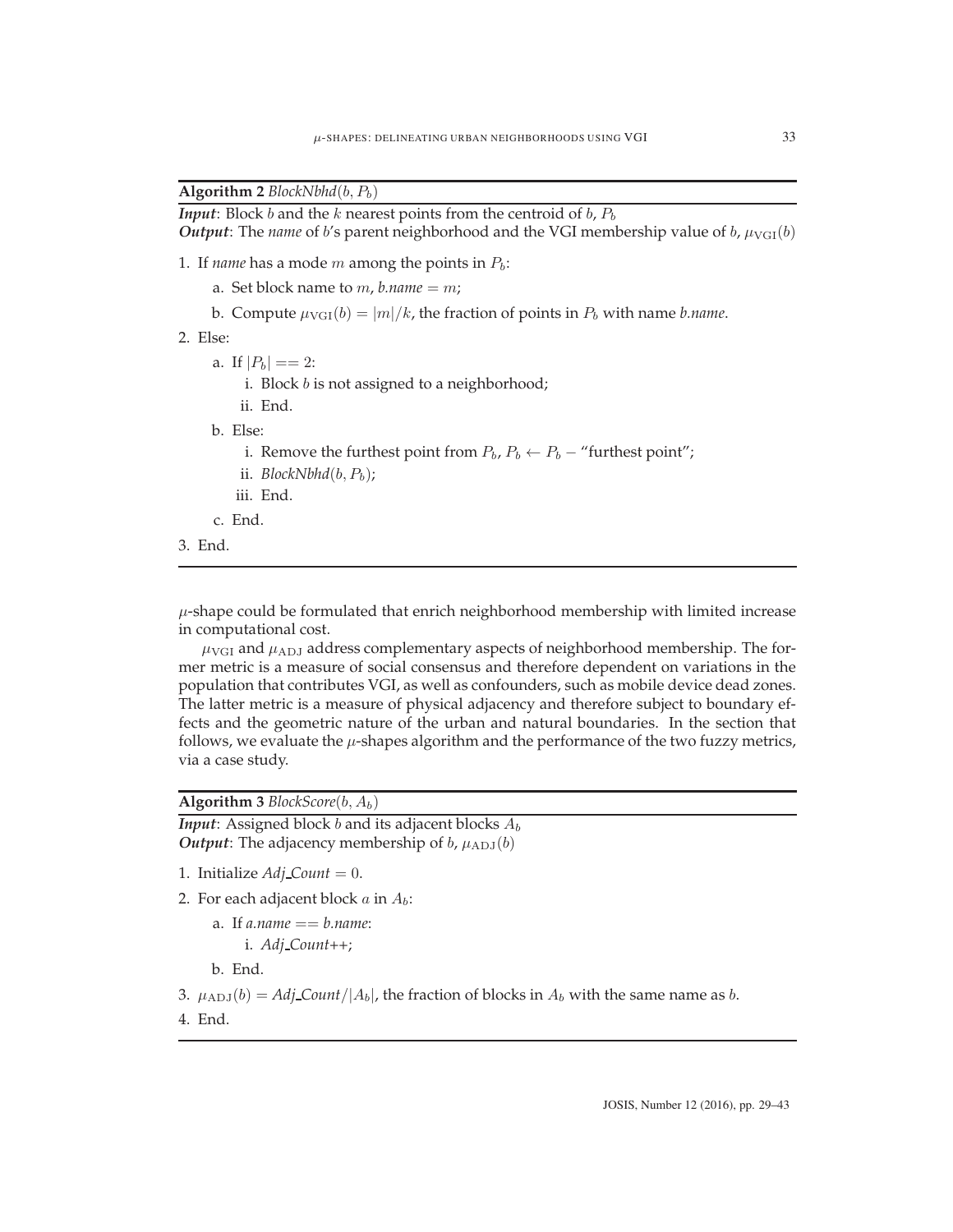**Algorithm 2** *BlockNbhd*$(b, P_b)$

***Input***: Block $b$ and the $k$ nearest points from the centroid of $b$, $P_b$
***Output***: The *name* of $b$'s parent neighborhood and the VGI membership value of $b$, $\mu_{\mathrm{VGI}}(b)$

1. If *name* has a mode $m$ among the points in $P_b$:
    - a. Set block name to $m$, *b.name* $= m$;
    - b. Compute $\mu_{\mathrm{VGI}}(b) = |m|/k$, the fraction of points in $P_b$ with name *b.name*.
2. Else:
    - a. If $|P_b| == 2$:
        - i. Block $b$ is not assigned to a neighborhood;
        - ii. End.
    - b. Else:
        - i. Remove the furthest point from $P_b$, $P_b \leftarrow P_b -$ "furthest point";
        - ii. *BlockNbhd*$(b, P_b)$;
        - iii. End.
    - c. End.
3. End.

$\mu$-shape could be formulated that enrich neighborhood membership with limited increase in computational cost.

$\mu_{\mathrm{VGI}}$ and $\mu_{\mathrm{ADJ}}$ address complementary aspects of neighborhood membership. The former metric is a measure of social consensus and therefore dependent on variations in the population that contributes VGI, as well as confounders, such as mobile device dead zones. The latter metric is a measure of physical adjacency and therefore subject to boundary effects and the geometric nature of the urban and natural boundaries. In the section that follows, we evaluate the $\mu$-shapes algorithm and the performance of the two fuzzy metrics, via a case study.

**Algorithm 3** *BlockScore*$(b, A_b)$

***Input***: Assigned block $b$ and its adjacent blocks $A_b$
***Output***: The adjacency membership of $b$, $\mu_{\mathrm{ADJ}}(b)$

1. Initialize *Adj_Count* $= 0$.
2. For each adjacent block $a$ in $A_b$:
    - a. If *a.name* $==$ *b.name*:
        - i. *Adj_Count*++;
    - b. End.
3. $\mu_{\mathrm{ADJ}}(b) =$ *Adj_Count*$/|A_b|$, the fraction of blocks in $A_b$ with the same name as $b$.
4. End.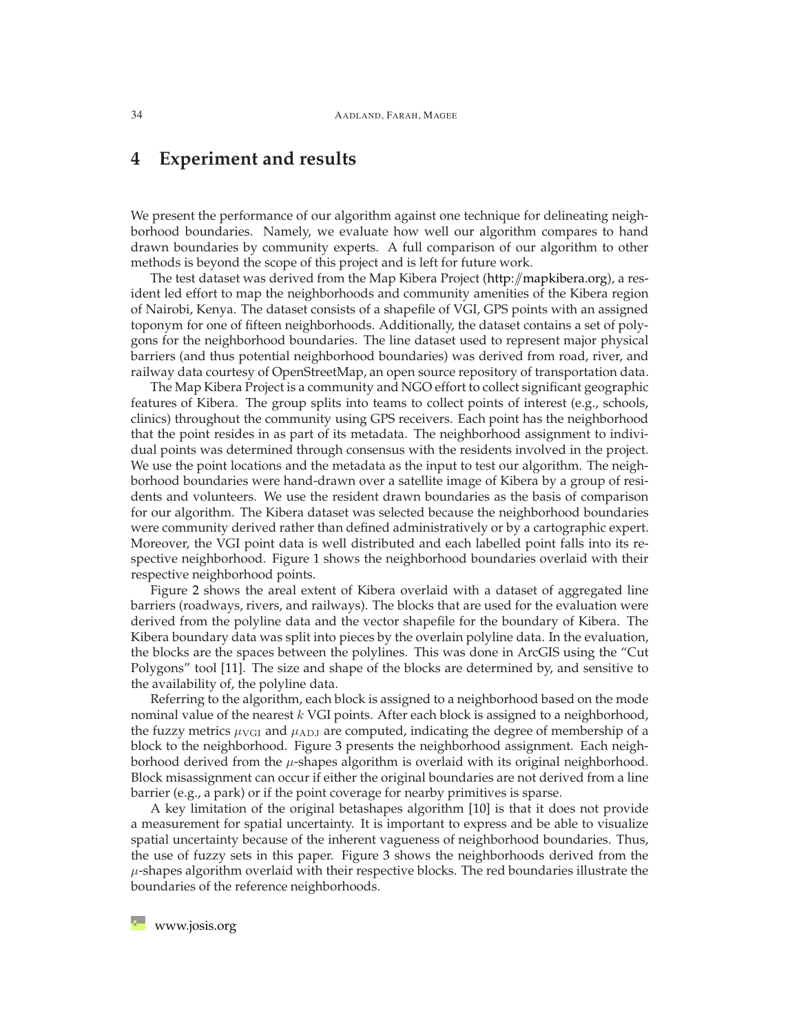## 4 Experiment and results

We present the performance of our algorithm against one technique for delineating neighborhood boundaries. Namely, we evaluate how well our algorithm compares to hand drawn boundaries by community experts. A full comparison of our algorithm to other methods is beyond the scope of this project and is left for future work.

The test dataset was derived from the Map Kibera Project (http://mapkibera.org), a resident led effort to map the neighborhoods and community amenities of the Kibera region of Nairobi, Kenya. The dataset consists of a shapefile of VGI, GPS points with an assigned toponym for one of fifteen neighborhoods. Additionally, the dataset contains a set of polygons for the neighborhood boundaries. The line dataset used to represent major physical barriers (and thus potential neighborhood boundaries) was derived from road, river, and railway data courtesy of OpenStreetMap, an open source repository of transportation data.

The Map Kibera Project is a community and NGO effort to collect significant geographic features of Kibera. The group splits into teams to collect points of interest (e.g., schools, clinics) throughout the community using GPS receivers. Each point has the neighborhood that the point resides in as part of its metadata. The neighborhood assignment to individual points was determined through consensus with the residents involved in the project. We use the point locations and the metadata as the input to test our algorithm. The neighborhood boundaries were hand-drawn over a satellite image of Kibera by a group of residents and volunteers. We use the resident drawn boundaries as the basis of comparison for our algorithm. The Kibera dataset was selected because the neighborhood boundaries were community derived rather than defined administratively or by a cartographic expert. Moreover, the VGI point data is well distributed and each labelled point falls into its respective neighborhood. Figure 1 shows the neighborhood boundaries overlaid with their respective neighborhood points.

Figure 2 shows the areal extent of Kibera overlaid with a dataset of aggregated line barriers (roadways, rivers, and railways). The blocks that are used for the evaluation were derived from the polyline data and the vector shapefile for the boundary of Kibera. The Kibera boundary data was split into pieces by the overlain polyline data. In the evaluation, the blocks are the spaces between the polylines. This was done in ArcGIS using the "Cut Polygons" tool [11]. The size and shape of the blocks are determined by, and sensitive to the availability of, the polyline data.

Referring to the algorithm, each block is assigned to a neighborhood based on the mode nominal value of the nearest $k$ VGI points. After each block is assigned to a neighborhood, the fuzzy metrics $\mu_{\text{VGI}}$ and $\mu_{\text{ADJ}}$ are computed, indicating the degree of membership of a block to the neighborhood. Figure 3 presents the neighborhood assignment. Each neighborhood derived from the $\mu$-shapes algorithm is overlaid with its original neighborhood. Block misassignment can occur if either the original boundaries are not derived from a line barrier (e.g., a park) or if the point coverage for nearby primitives is sparse.

A key limitation of the original betashapes algorithm [10] is that it does not provide a measurement for spatial uncertainty. It is important to express and be able to visualize spatial uncertainty because of the inherent vagueness of neighborhood boundaries. Thus, the use of fuzzy sets in this paper. Figure 3 shows the neighborhoods derived from the $\mu$-shapes algorithm overlaid with their respective blocks. The red boundaries illustrate the boundaries of the reference neighborhoods.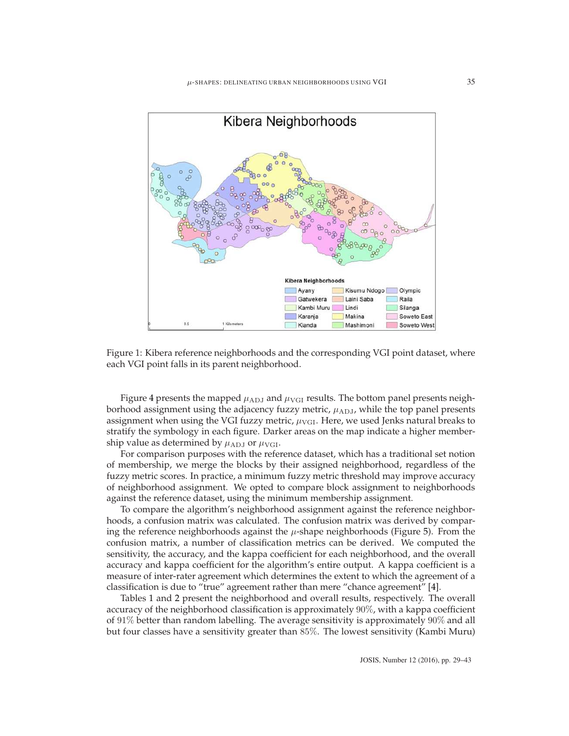Figure 1: Kibera reference neighborhoods and the corresponding VGI point dataset, where each VGI point falls in its parent neighborhood.

Figure 4 presents the mapped $\mu_{\text{ADJ}}$ and $\mu_{\text{VGI}}$ results. The bottom panel presents neighborhood assignment using the adjacency fuzzy metric, $\mu_{\text{ADJ}}$, while the top panel presents assignment when using the VGI fuzzy metric, $\mu_{\text{VGI}}$. Here, we used Jenks natural breaks to stratify the symbology in each figure. Darker areas on the map indicate a higher membership value as determined by $\mu_{\text{ADJ}}$ or $\mu_{\text{VGI}}$.

For comparison purposes with the reference dataset, which has a traditional set notion of membership, we merge the blocks by their assigned neighborhood, regardless of the fuzzy metric scores. In practice, a minimum fuzzy metric threshold may improve accuracy of neighborhood assignment. We opted to compare block assignment to neighborhoods against the reference dataset, using the minimum membership assignment.

To compare the algorithm's neighborhood assignment against the reference neighborhoods, a confusion matrix was calculated. The confusion matrix was derived by comparing the reference neighborhoods against the $\mu$-shape neighborhoods (Figure 5). From the confusion matrix, a number of classification metrics can be derived. We computed the sensitivity, the accuracy, and the kappa coefficient for each neighborhood, and the overall accuracy and kappa coefficient for the algorithm's entire output. A kappa coefficient is a measure of inter-rater agreement which determines the extent to which the agreement of a classification is due to "true" agreement rather than mere "chance agreement" [4].

Tables 1 and 2 present the neighborhood and overall results, respectively. The overall accuracy of the neighborhood classification is approximately $90\%$, with a kappa coefficient of $91\%$ better than random labelling. The average sensitivity is approximately $90\%$ and all but four classes have a sensitivity greater than $85\%$. The lowest sensitivity (Kambi Muru)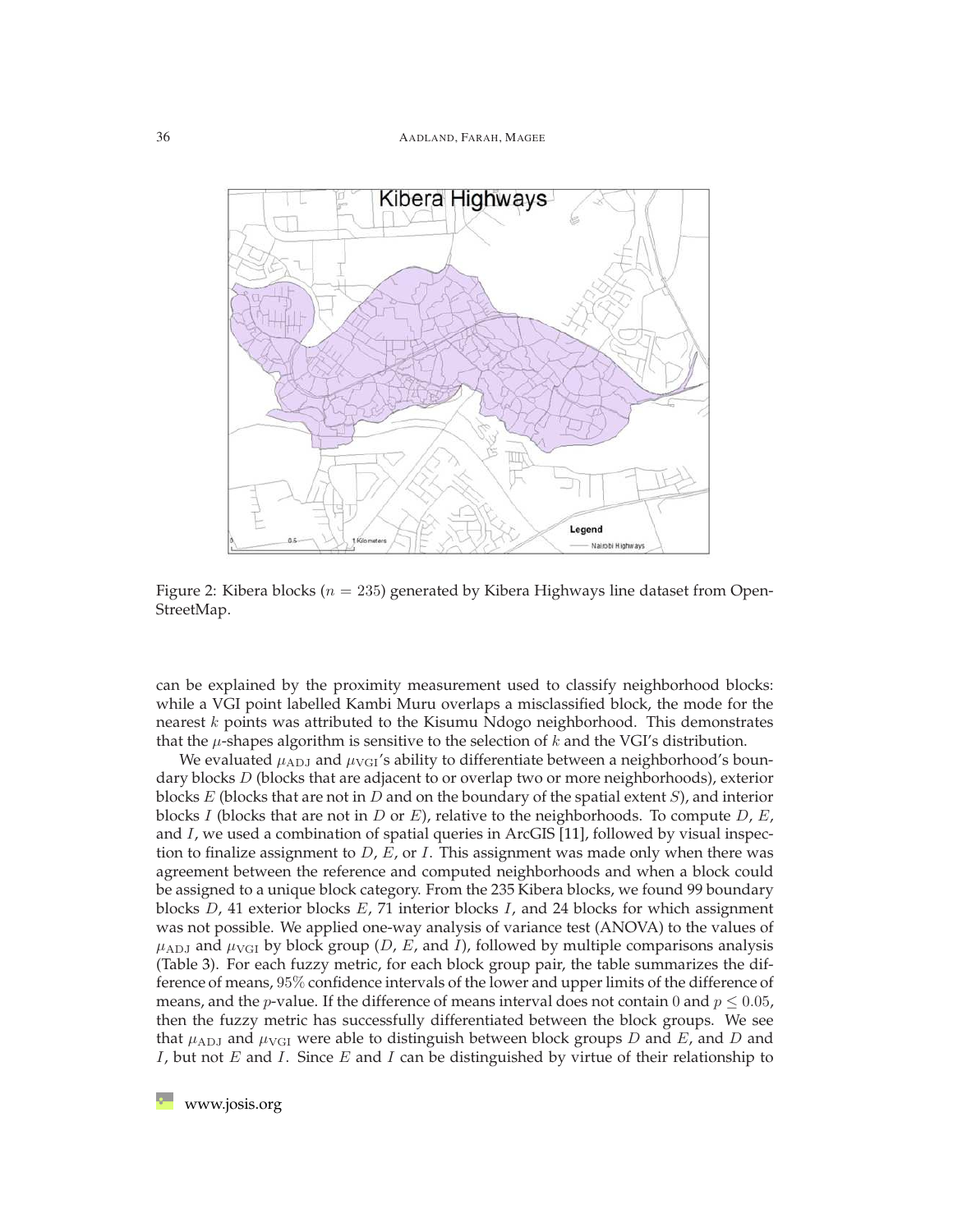Figure 2: Kibera blocks ($n = 235$) generated by Kibera Highways line dataset from OpenStreetMap.

can be explained by the proximity measurement used to classify neighborhood blocks: while a VGI point labelled Kambi Muru overlaps a misclassified block, the mode for the nearest $k$ points was attributed to the Kisumu Ndogo neighborhood. This demonstrates that the $\mu$-shapes algorithm is sensitive to the selection of $k$ and the VGI's distribution.

We evaluated $\mu_{\text{ADJ}}$ and $\mu_{\text{VGI}}$'s ability to differentiate between a neighborhood's boundary blocks $D$ (blocks that are adjacent to or overlap two or more neighborhoods), exterior blocks $E$ (blocks that are not in $D$ and on the boundary of the spatial extent $S$), and interior blocks $I$ (blocks that are not in $D$ or $E$), relative to the neighborhoods. To compute $D$, $E$, and $I$, we used a combination of spatial queries in ArcGIS [11], followed by visual inspection to finalize assignment to $D$, $E$, or $I$. This assignment was made only when there was agreement between the reference and computed neighborhoods and when a block could be assigned to a unique block category. From the 235 Kibera blocks, we found 99 boundary blocks $D$, 41 exterior blocks $E$, 71 interior blocks $I$, and 24 blocks for which assignment was not possible. We applied one-way analysis of variance test (ANOVA) to the values of $\mu_{\text{ADJ}}$ and $\mu_{\text{VGI}}$ by block group ($D$, $E$, and $I$), followed by multiple comparisons analysis (Table 3). For each fuzzy metric, for each block group pair, the table summarizes the difference of means, $95\%$ confidence intervals of the lower and upper limits of the difference of means, and the $p$-value. If the difference of means interval does not contain $0$ and $p \leq 0.05$, then the fuzzy metric has successfully differentiated between the block groups. We see that $\mu_{\text{ADJ}}$ and $\mu_{\text{VGI}}$ were able to distinguish between block groups $D$ and $E$, and $D$ and $I$, but not $E$ and $I$. Since $E$ and $I$ can be distinguished by virtue of their relationship to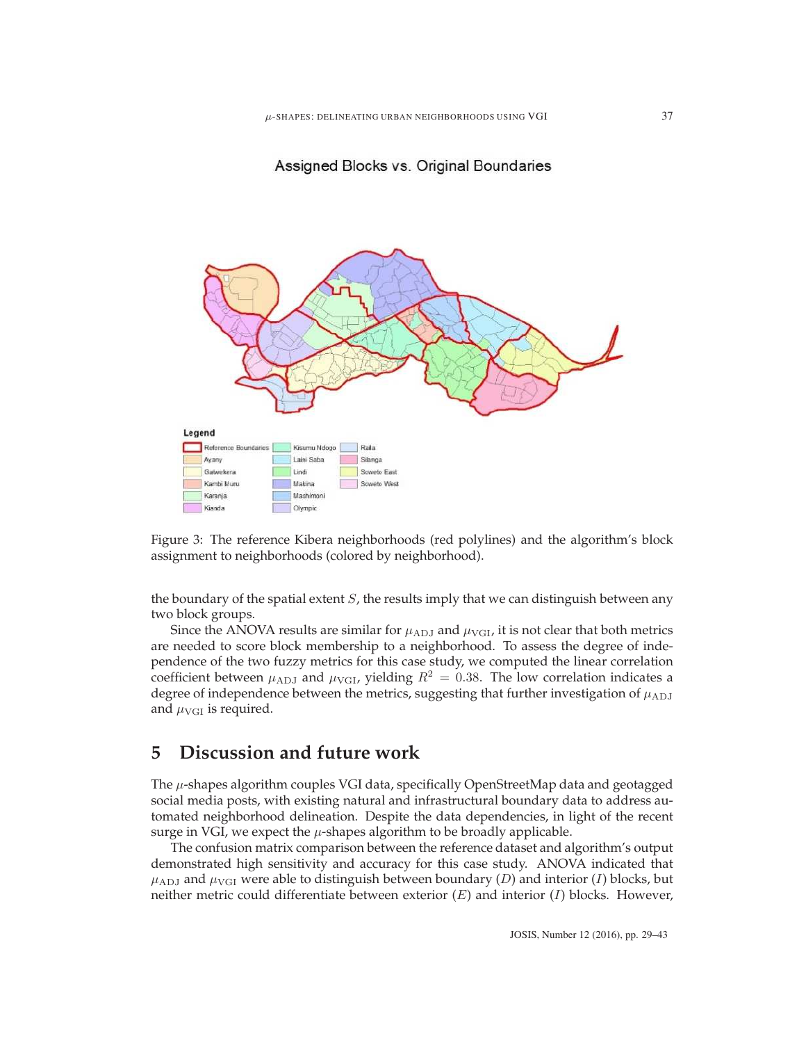Figure 3: The reference Kibera neighborhoods (red polylines) and the algorithm's block assignment to neighborhoods (colored by neighborhood).

the boundary of the spatial extent $S$, the results imply that we can distinguish between any two block groups.

Since the ANOVA results are similar for $\mu_{\mathrm{ADJ}}$ and $\mu_{\mathrm{VGI}}$, it is not clear that both metrics are needed to score block membership to a neighborhood. To assess the degree of independence of the two fuzzy metrics for this case study, we computed the linear correlation coefficient between $\mu_{\mathrm{ADJ}}$ and $\mu_{\mathrm{VGI}}$, yielding $R^2 = 0.38$. The low correlation indicates a degree of independence between the metrics, suggesting that further investigation of $\mu_{\mathrm{ADJ}}$ and $\mu_{\mathrm{VGI}}$ is required.

## 5 Discussion and future work

The $\mu$-shapes algorithm couples VGI data, specifically OpenStreetMap data and geotagged social media posts, with existing natural and infrastructural boundary data to address automated neighborhood delineation. Despite the data dependencies, in light of the recent surge in VGI, we expect the $\mu$-shapes algorithm to be broadly applicable.

The confusion matrix comparison between the reference dataset and algorithm's output demonstrated high sensitivity and accuracy for this case study. ANOVA indicated that $\mu_{\mathrm{ADJ}}$ and $\mu_{\mathrm{VGI}}$ were able to distinguish between boundary ($D$) and interior ($I$) blocks, but neither metric could differentiate between exterior ($E$) and interior ($I$) blocks. However,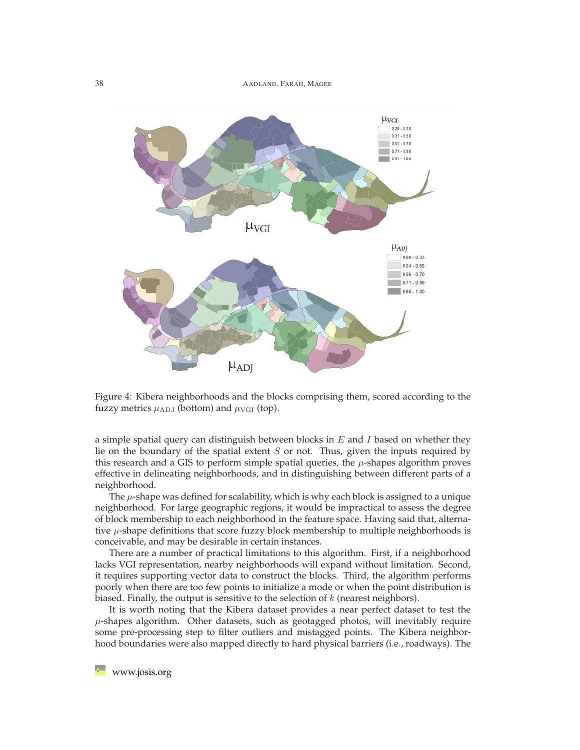Figure 4: Kibera neighborhoods and the blocks comprising them, scored according to the fuzzy metrics $\mu_{\text{ADJ}}$ (bottom) and $\mu_{\text{VGI}}$ (top).

a simple spatial query can distinguish between blocks in $E$ and $I$ based on whether they lie on the boundary of the spatial extent $S$ or not. Thus, given the inputs required by this research and a GIS to perform simple spatial queries, the $\mu$-shapes algorithm proves effective in delineating neighborhoods, and in distinguishing between different parts of a neighborhood.

The $\mu$-shape was defined for scalability, which is why each block is assigned to a unique neighborhood. For large geographic regions, it would be impractical to assess the degree of block membership to each neighborhood in the feature space. Having said that, alternative $\mu$-shape definitions that score fuzzy block membership to multiple neighborhoods is conceivable, and may be desirable in certain instances.

There are a number of practical limitations to this algorithm. First, if a neighborhood lacks VGI representation, nearby neighborhoods will expand without limitation. Second, it requires supporting vector data to construct the blocks. Third, the algorithm performs poorly when there are too few points to initialize a mode or when the point distribution is biased. Finally, the output is sensitive to the selection of $k$ (nearest neighbors).

It is worth noting that the Kibera dataset provides a near perfect dataset to test the $\mu$-shapes algorithm. Other datasets, such as geotagged photos, will inevitably require some pre-processing step to filter outliers and mistagged points. The Kibera neighborhood boundaries were also mapped directly to hard physical barriers (i.e., roadways). The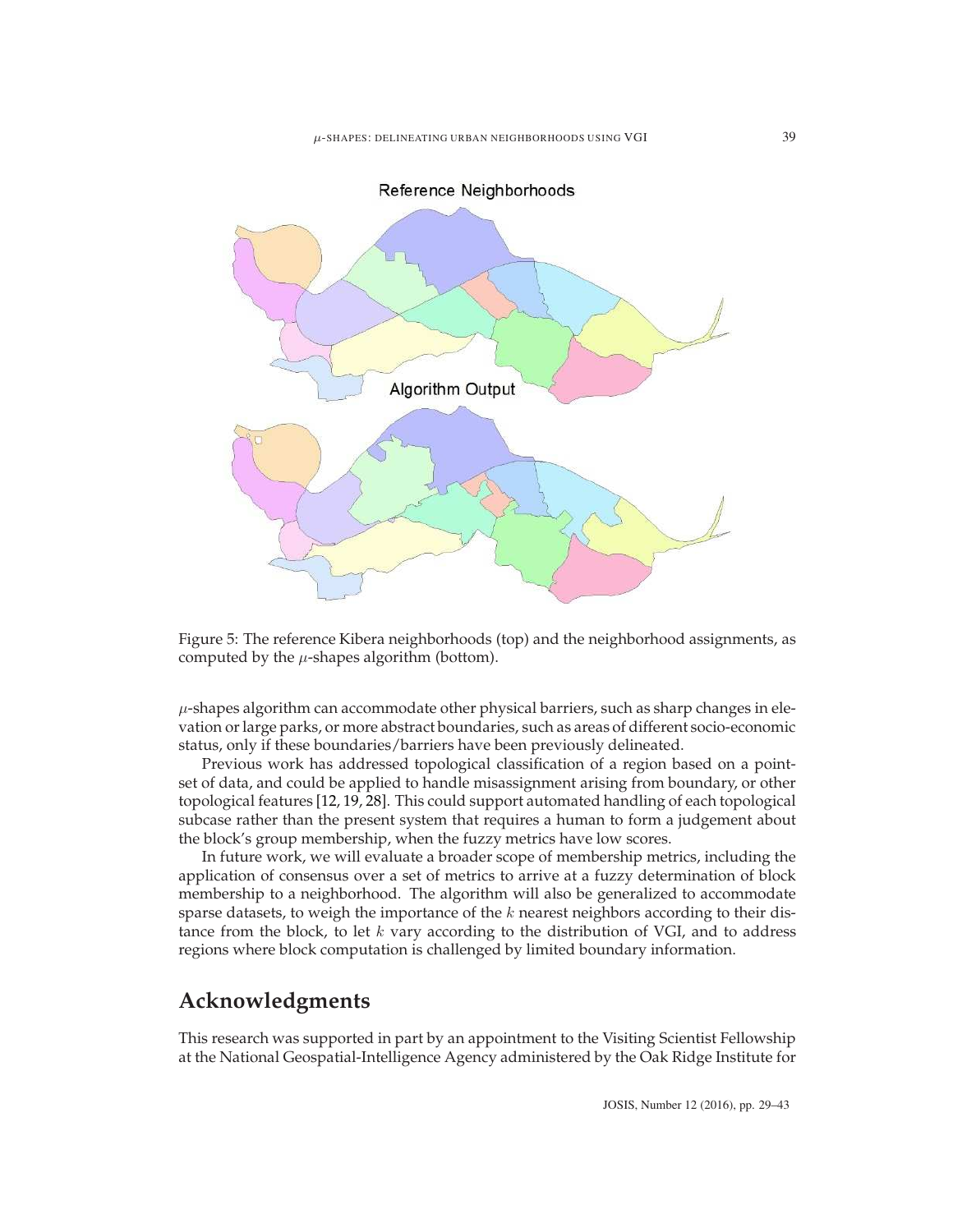Figure 5: The reference Kibera neighborhoods (top) and the neighborhood assignments, as computed by the $\mu$-shapes algorithm (bottom).

$\mu$-shapes algorithm can accommodate other physical barriers, such as sharp changes in elevation or large parks, or more abstract boundaries, such as areas of different socio-economic status, only if these boundaries/barriers have been previously delineated.

Previous work has addressed topological classification of a region based on a point-set of data, and could be applied to handle misassignment arising from boundary, or other topological features [12, 19, 28]. This could support automated handling of each topological subcase rather than the present system that requires a human to form a judgement about the block's group membership, when the fuzzy metrics have low scores.

In future work, we will evaluate a broader scope of membership metrics, including the application of consensus over a set of metrics to arrive at a fuzzy determination of block membership to a neighborhood. The algorithm will also be generalized to accommodate sparse datasets, to weigh the importance of the $k$ nearest neighbors according to their distance from the block, to let $k$ vary according to the distribution of VGI, and to address regions where block computation is challenged by limited boundary information.

## Acknowledgments

This research was supported in part by an appointment to the Visiting Scientist Fellowship at the National Geospatial-Intelligence Agency administered by the Oak Ridge Institute for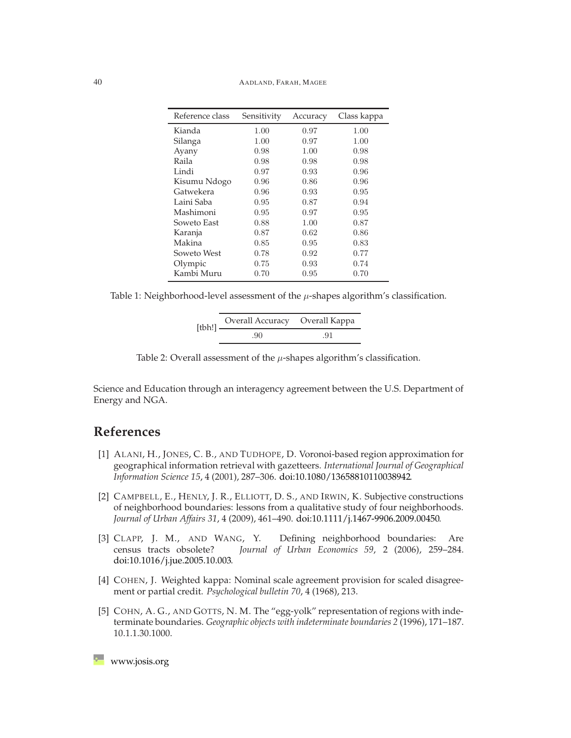| Reference class | Sensitivity | Accuracy | Class kappa |
|---|---|---|---|
| Kianda | 1.00 | 0.97 | 1.00 |
| Silanga | 1.00 | 0.97 | 1.00 |
| Ayany | 0.98 | 1.00 | 0.98 |
| Raila | 0.98 | 0.98 | 0.98 |
| Lindi | 0.97 | 0.93 | 0.96 |
| Kisumu Ndogo | 0.96 | 0.86 | 0.96 |
| Gatwekera | 0.96 | 0.93 | 0.95 |
| Laini Saba | 0.95 | 0.87 | 0.94 |
| Mashimoni | 0.95 | 0.97 | 0.95 |
| Soweto East | 0.88 | 1.00 | 0.87 |
| Karanja | 0.87 | 0.62 | 0.86 |
| Makina | 0.85 | 0.95 | 0.83 |
| Soweto West | 0.78 | 0.92 | 0.77 |
| Olympic | 0.75 | 0.93 | 0.74 |
| Kambi Muru | 0.70 | 0.95 | 0.70 |

Table 1: Neighborhood-level assessment of the $\mu$-shapes algorithm's classification.

[tbh!]

| Overall Accuracy | Overall Kappa |
|---|---|
| .90 | .91 |

Table 2: Overall assessment of the $\mu$-shapes algorithm's classification.

Science and Education through an interagency agreement between the U.S. Department of Energy and NGA.

## References

[1] Alani, H., Jones, C. B., and Tudhope, D. Voronoi-based region approximation for geographical information retrieval with gazetteers. *International Journal of Geographical Information Science 15*, 4 (2001), 287–306. doi:10.1080/13658810110038942.

[2] Campbell, E., Henly, J. R., Elliott, D. S., and Irwin, K. Subjective constructions of neighborhood boundaries: lessons from a qualitative study of four neighborhoods. *Journal of Urban Affairs 31*, 4 (2009), 461–490. doi:10.1111/j.1467-9906.2009.00450.

[3] Clapp, J. M., and Wang, Y. Defining neighborhood boundaries: Are census tracts obsolete? *Journal of Urban Economics 59*, 2 (2006), 259–284. doi:10.1016/j.jue.2005.10.003.

[4] Cohen, J. Weighted kappa: Nominal scale agreement provision for scaled disagreement or partial credit. *Psychological bulletin 70*, 4 (1968), 213.

[5] Cohn, A. G., and Gotts, N. M. The "egg-yolk" representation of regions with indeterminate boundaries. *Geographic objects with indeterminate boundaries 2* (1996), 171–187. 10.1.1.30.1000.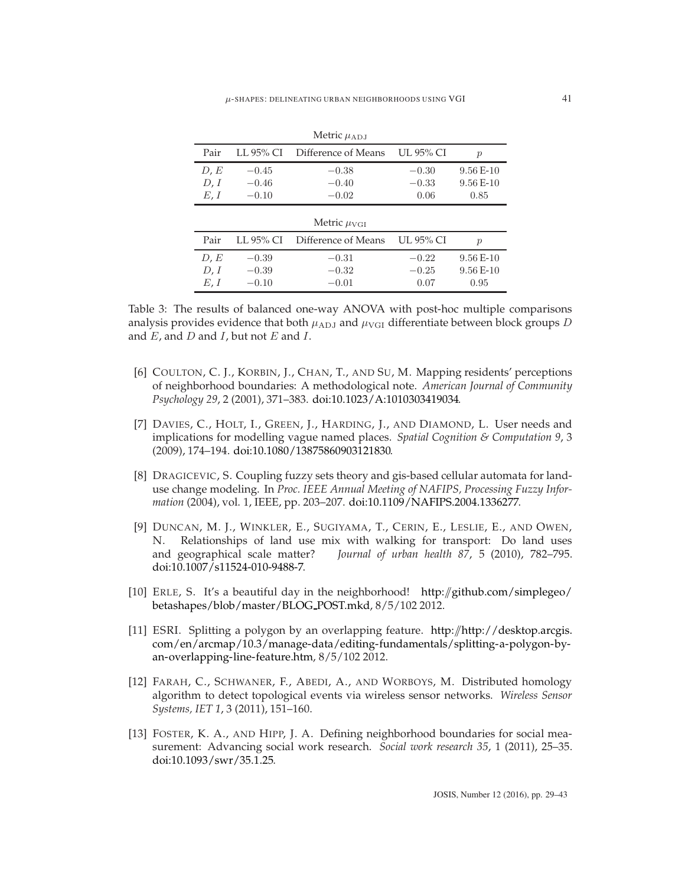Metric $\mu_{\mathrm{ADJ}}$

| Pair | LL 95% CI | Difference of Means | UL 95% CI | $p$ |
|---|---|---|---|---|
| $D, E$ | $-0.45$ | $-0.38$ | $-0.30$ | 9.56 E-10 |
| $D, I$ | $-0.46$ | $-0.40$ | $-0.33$ | 9.56 E-10 |
| $E, I$ | $-0.10$ | $-0.02$ | 0.06 | 0.85 |

Metric $\mu_{\mathrm{VGI}}$

| Pair | LL 95% CI | Difference of Means | UL 95% CI | $p$ |
|---|---|---|---|---|
| $D, E$ | $-0.39$ | $-0.31$ | $-0.22$ | 9.56 E-10 |
| $D, I$ | $-0.39$ | $-0.32$ | $-0.25$ | 9.56 E-10 |
| $E, I$ | $-0.10$ | $-0.01$ | 0.07 | 0.95 |

Table 3: The results of balanced one-way ANOVA with post-hoc multiple comparisons analysis provides evidence that both $\mu_{\mathrm{ADJ}}$ and $\mu_{\mathrm{VGI}}$ differentiate between block groups $D$ and $E$, and $D$ and $I$, but not $E$ and $I$.

[6] COULTON, C. J., KORBIN, J., CHAN, T., AND SU, M. Mapping residents' perceptions of neighborhood boundaries: A methodological note. *American Journal of Community Psychology 29*, 2 (2001), 371–383. doi:10.1023/A:1010303419034.

[7] DAVIES, C., HOLT, I., GREEN, J., HARDING, J., AND DIAMOND, L. User needs and implications for modelling vague named places. *Spatial Cognition & Computation 9*, 3 (2009), 174–194. doi:10.1080/13875860903121830.

[8] DRAGICEVIC, S. Coupling fuzzy sets theory and gis-based cellular automata for land-use change modeling. In *Proc. IEEE Annual Meeting of NAFIPS, Processing Fuzzy Information* (2004), vol. 1, IEEE, pp. 203–207. doi:10.1109/NAFIPS.2004.1336277.

[9] DUNCAN, M. J., WINKLER, E., SUGIYAMA, T., CERIN, E., LESLIE, E., AND OWEN, N. Relationships of land use mix with walking for transport: Do land uses and geographical scale matter? *Journal of urban health 87*, 5 (2010), 782–795. doi:10.1007/s11524-010-9488-7.

[10] ERLE, S. It's a beautiful day in the neighborhood! http://github.com/simplegeo/betashapes/blob/master/BLOG_POST.mkd, 8/5/102 2012.

[11] ESRI. Splitting a polygon by an overlapping feature. http://http://desktop.arcgis.com/en/arcmap/10.3/manage-data/editing-fundamentals/splitting-a-polygon-by-an-overlapping-line-feature.htm, 8/5/102 2012.

[12] FARAH, C., SCHWANER, F., ABEDI, A., AND WORBOYS, M. Distributed homology algorithm to detect topological events via wireless sensor networks. *Wireless Sensor Systems, IET 1*, 3 (2011), 151–160.

[13] FOSTER, K. A., AND HIPP, J. A. Defining neighborhood boundaries for social measurement: Advancing social work research. *Social work research 35*, 1 (2011), 25–35. doi:10.1093/swr/35.1.25.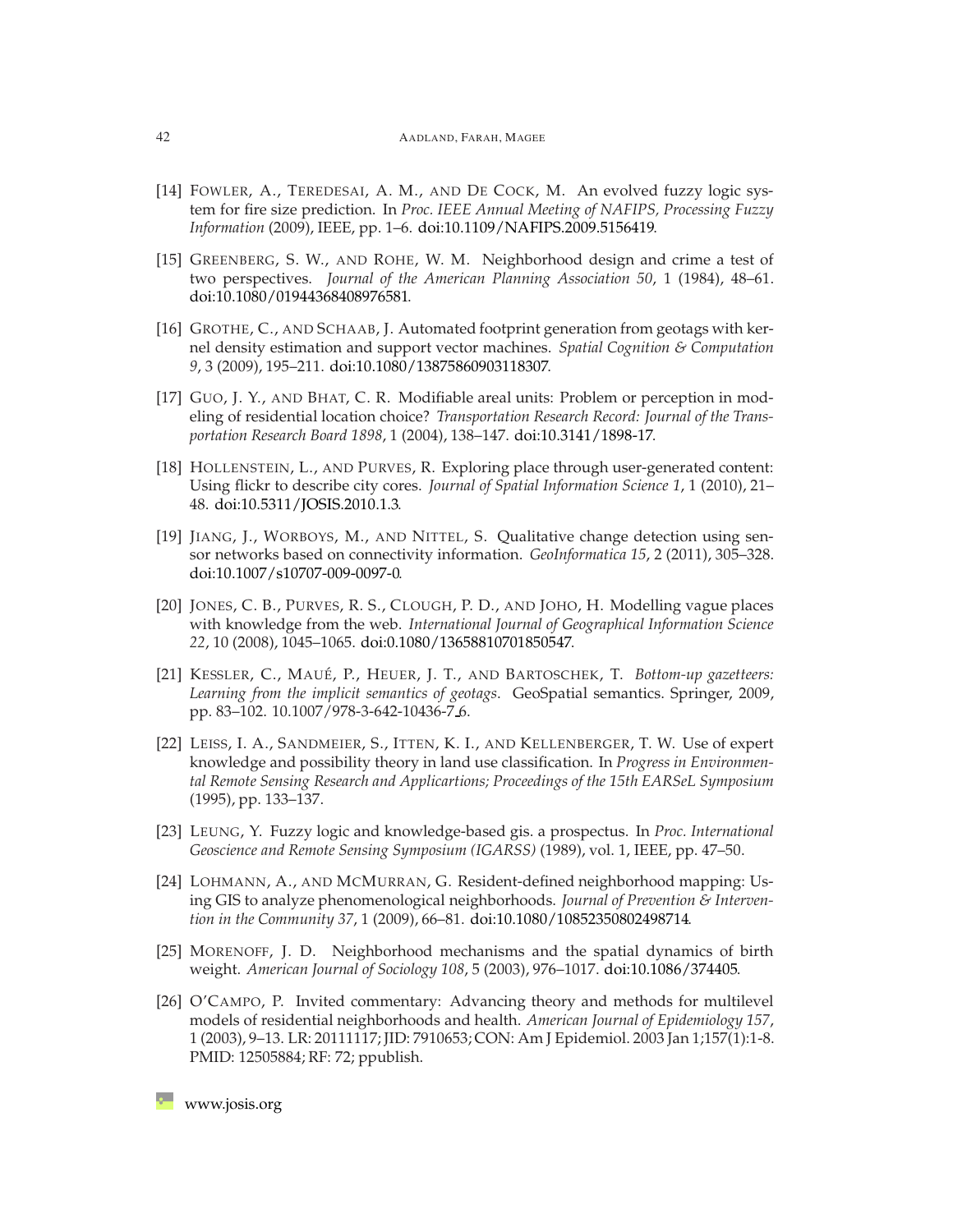[14] Fowler, A., Teredesai, A. M., and De Cock, M. An evolved fuzzy logic system for fire size prediction. In *Proc. IEEE Annual Meeting of NAFIPS, Processing Fuzzy Information* (2009), IEEE, pp. 1–6. doi:10.1109/NAFIPS.2009.5156419.

[15] Greenberg, S. W., and Rohe, W. M. Neighborhood design and crime a test of two perspectives. *Journal of the American Planning Association 50*, 1 (1984), 48–61. doi:10.1080/01944368408976581.

[16] Grothe, C., and Schaab, J. Automated footprint generation from geotags with kernel density estimation and support vector machines. *Spatial Cognition & Computation 9*, 3 (2009), 195–211. doi:10.1080/13875860903118307.

[17] Guo, J. Y., and Bhat, C. R. Modifiable areal units: Problem or perception in modeling of residential location choice? *Transportation Research Record: Journal of the Transportation Research Board 1898*, 1 (2004), 138–147. doi:10.3141/1898-17.

[18] Hollenstein, L., and Purves, R. Exploring place through user-generated content: Using flickr to describe city cores. *Journal of Spatial Information Science 1*, 1 (2010), 21–48. doi:10.5311/JOSIS.2010.1.3.

[19] Jiang, J., Worboys, M., and Nittel, S. Qualitative change detection using sensor networks based on connectivity information. *GeoInformatica 15*, 2 (2011), 305–328. doi:10.1007/s10707-009-0097-0.

[20] Jones, C. B., Purves, R. S., Clough, P. D., and Joho, H. Modelling vague places with knowledge from the web. *International Journal of Geographical Information Science 22*, 10 (2008), 1045–1065. doi:0.1080/13658810701850547.

[21] Kessler, C., Maué, P., Heuer, J. T., and Bartoschek, T. *Bottom-up gazetteers: Learning from the implicit semantics of geotags*. GeoSpatial semantics. Springer, 2009, pp. 83–102. 10.1007/978-3-642-10436-7_6.

[22] Leiss, I. A., Sandmeier, S., Itten, K. I., and Kellenberger, T. W. Use of expert knowledge and possibility theory in land use classification. In *Progress in Environmental Remote Sensing Research and Applicartions; Proceedings of the 15th EARSeL Symposium* (1995), pp. 133–137.

[23] Leung, Y. Fuzzy logic and knowledge-based gis. a prospectus. In *Proc. International Geoscience and Remote Sensing Symposium (IGARSS)* (1989), vol. 1, IEEE, pp. 47–50.

[24] Lohmann, A., and McMurran, G. Resident-defined neighborhood mapping: Using GIS to analyze phenomenological neighborhoods. *Journal of Prevention & Intervention in the Community 37*, 1 (2009), 66–81. doi:10.1080/10852350802498714.

[25] Morenoff, J. D. Neighborhood mechanisms and the spatial dynamics of birth weight. *American Journal of Sociology 108*, 5 (2003), 976–1017. doi:10.1086/374405.

[26] O'Campo, P. Invited commentary: Advancing theory and methods for multilevel models of residential neighborhoods and health. *American Journal of Epidemiology 157*, 1 (2003), 9–13. LR: 20111117; JID: 7910653; CON: Am J Epidemiol. 2003 Jan 1;157(1):1-8. PMID: 12505884; RF: 72; ppublish.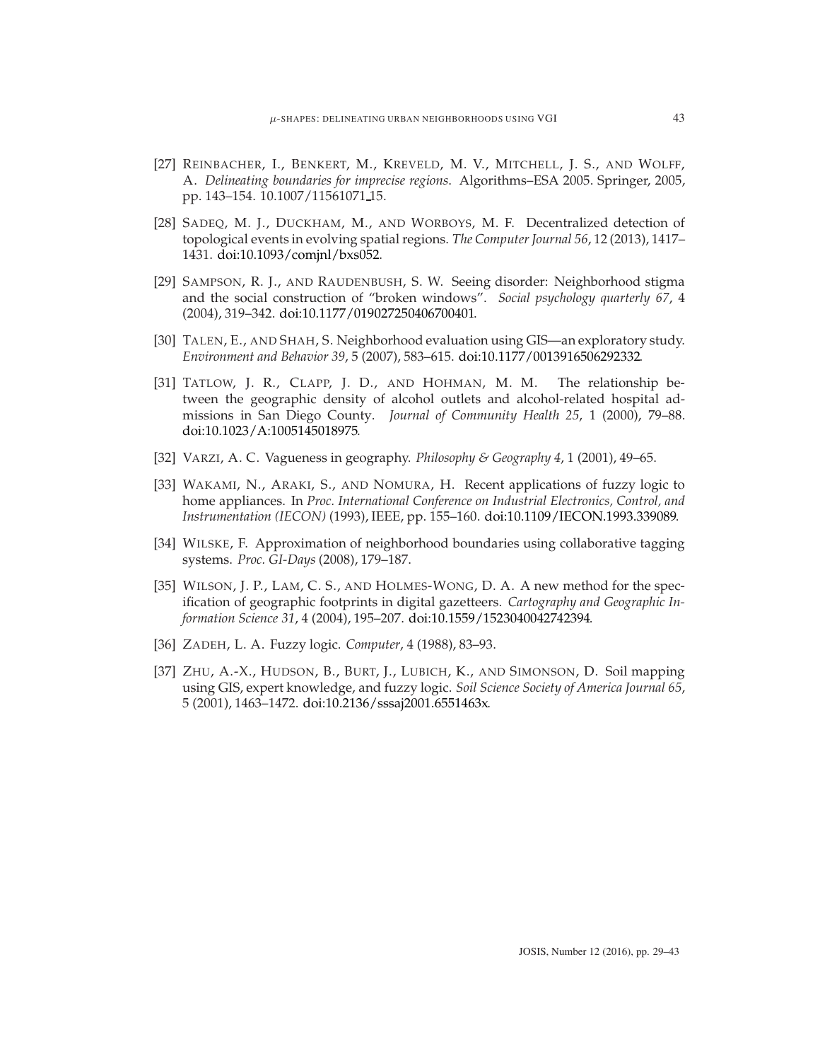[27] Reinbacher, I., Benkert, M., Kreveld, M. V., Mitchell, J. S., and Wolff, A. *Delineating boundaries for imprecise regions*. Algorithms–ESA 2005. Springer, 2005, pp. 143–154. 10.1007/11561071_15.

[28] Sadeq, M. J., Duckham, M., and Worboys, M. F. Decentralized detection of topological events in evolving spatial regions. *The Computer Journal 56*, 12 (2013), 1417–1431. doi:10.1093/comjnl/bxs052.

[29] Sampson, R. J., and Raudenbush, S. W. Seeing disorder: Neighborhood stigma and the social construction of "broken windows". *Social psychology quarterly 67*, 4 (2004), 319–342. doi:10.1177/019027250406700401.

[30] Talen, E., and Shah, S. Neighborhood evaluation using GIS—an exploratory study. *Environment and Behavior 39*, 5 (2007), 583–615. doi:10.1177/0013916506292332.

[31] Tatlow, J. R., Clapp, J. D., and Hohman, M. M. The relationship between the geographic density of alcohol outlets and alcohol-related hospital admissions in San Diego County. *Journal of Community Health 25*, 1 (2000), 79–88. doi:10.1023/A:1005145018975.

[32] Varzi, A. C. Vagueness in geography. *Philosophy & Geography 4*, 1 (2001), 49–65.

[33] Wakami, N., Araki, S., and Nomura, H. Recent applications of fuzzy logic to home appliances. In *Proc. International Conference on Industrial Electronics, Control, and Instrumentation (IECON)* (1993), IEEE, pp. 155–160. doi:10.1109/IECON.1993.339089.

[34] Wilske, F. Approximation of neighborhood boundaries using collaborative tagging systems. *Proc. GI-Days* (2008), 179–187.

[35] Wilson, J. P., Lam, C. S., and Holmes-Wong, D. A. A new method for the specification of geographic footprints in digital gazetteers. *Cartography and Geographic Information Science 31*, 4 (2004), 195–207. doi:10.1559/1523040042742394.

[36] Zadeh, L. A. Fuzzy logic. *Computer*, 4 (1988), 83–93.

[37] Zhu, A.-X., Hudson, B., Burt, J., Lubich, K., and Simonson, D. Soil mapping using GIS, expert knowledge, and fuzzy logic. *Soil Science Society of America Journal 65*, 5 (2001), 1463–1472. doi:10.2136/sssaj2001.6551463x.